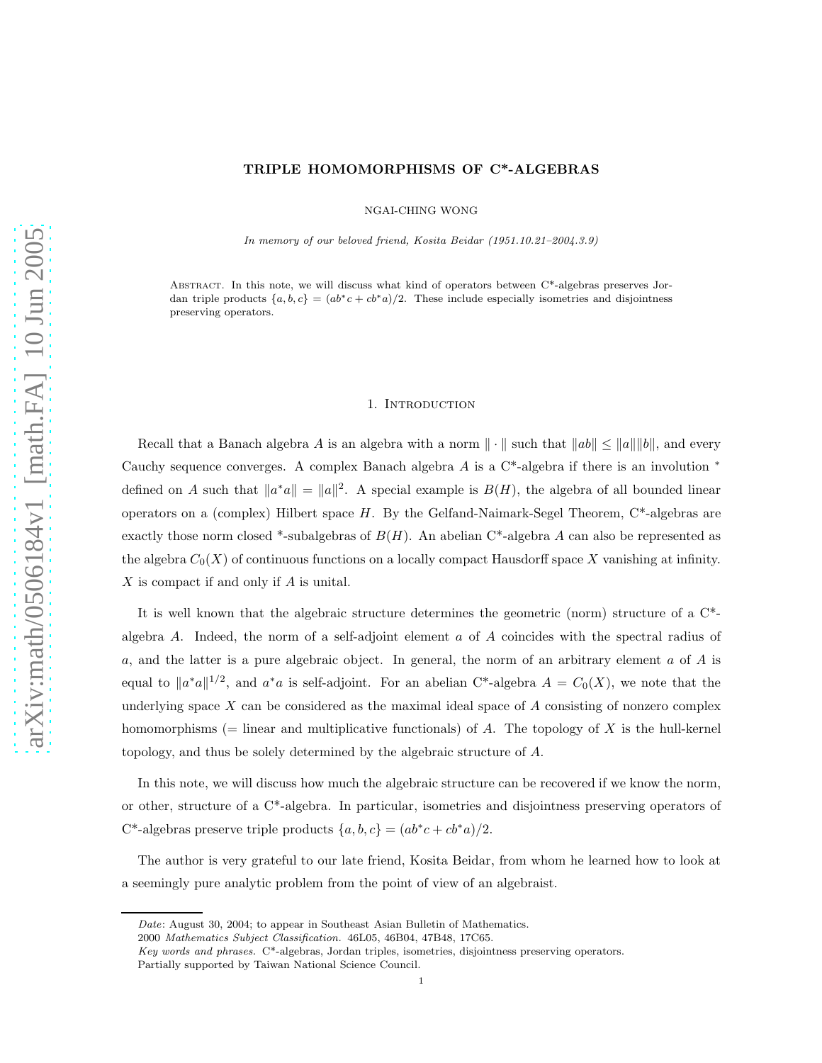# TRIPLE HOMOMORPHISMS OF C*-ALGEBRAS

NGAI-CHING WONG

*In memory of our beloved friend, Kosita Beidar (1951.10.21–2004.3.9)*

Abstract. In this note, we will discuss what kind of operators between C*-algebras preserves Jordan triple products $\{a, b, c\} = (ab^*c + cb^*a)/2$. These include especially isometries and disjointness preserving operators.

## 1. Introduction

Recall that a Banach algebra $A$ is an algebra with a norm $\|\cdot\|$ such that $\|ab\| \leq \|a\|\|b\|$, and every Cauchy sequence converges. A complex Banach algebra $A$ is a C*-algebra if there is an involution $^*$ defined on $A$ such that $\|a^*a\| = \|a\|^2$. A special example is $B(H)$, the algebra of all bounded linear operators on a (complex) Hilbert space $H$. By the Gelfand-Naimark-Segel Theorem, C*-algebras are exactly those norm closed *-subalgebras of $B(H)$. An abelian C*-algebra $A$ can also be represented as the algebra $C_0(X)$ of continuous functions on a locally compact Hausdorff space $X$ vanishing at infinity. $X$ is compact if and only if $A$ is unital.

It is well known that the algebraic structure determines the geometric (norm) structure of a C*-algebra $A$. Indeed, the norm of a self-adjoint element $a$ of $A$ coincides with the spectral radius of $a$, and the latter is a pure algebraic object. In general, the norm of an arbitrary element $a$ of $A$ is equal to $\|a^*a\|^{1/2}$, and $a^*a$ is self-adjoint. For an abelian C*-algebra $A = C_0(X)$, we note that the underlying space $X$ can be considered as the maximal ideal space of $A$ consisting of nonzero complex homomorphisms (= linear and multiplicative functionals) of $A$. The topology of $X$ is the hull-kernel topology, and thus be solely determined by the algebraic structure of $A$.

In this note, we will discuss how much the algebraic structure can be recovered if we know the norm, or other, structure of a C*-algebra. In particular, isometries and disjointness preserving operators of C*-algebras preserve triple products $\{a, b, c\} = (ab^*c + cb^*a)/2$.

The author is very grateful to our late friend, Kosita Beidar, from whom he learned how to look at a seemingly pure analytic problem from the point of view of an algebraist.

---

*Date*: August 30, 2004; to appear in Southeast Asian Bulletin of Mathematics.

2000 *Mathematics Subject Classification.* 46L05, 46B04, 47B48, 17C65.

*Key words and phrases.* C*-algebras, Jordan triples, isometries, disjointness preserving operators.

Partially supported by Taiwan National Science Council.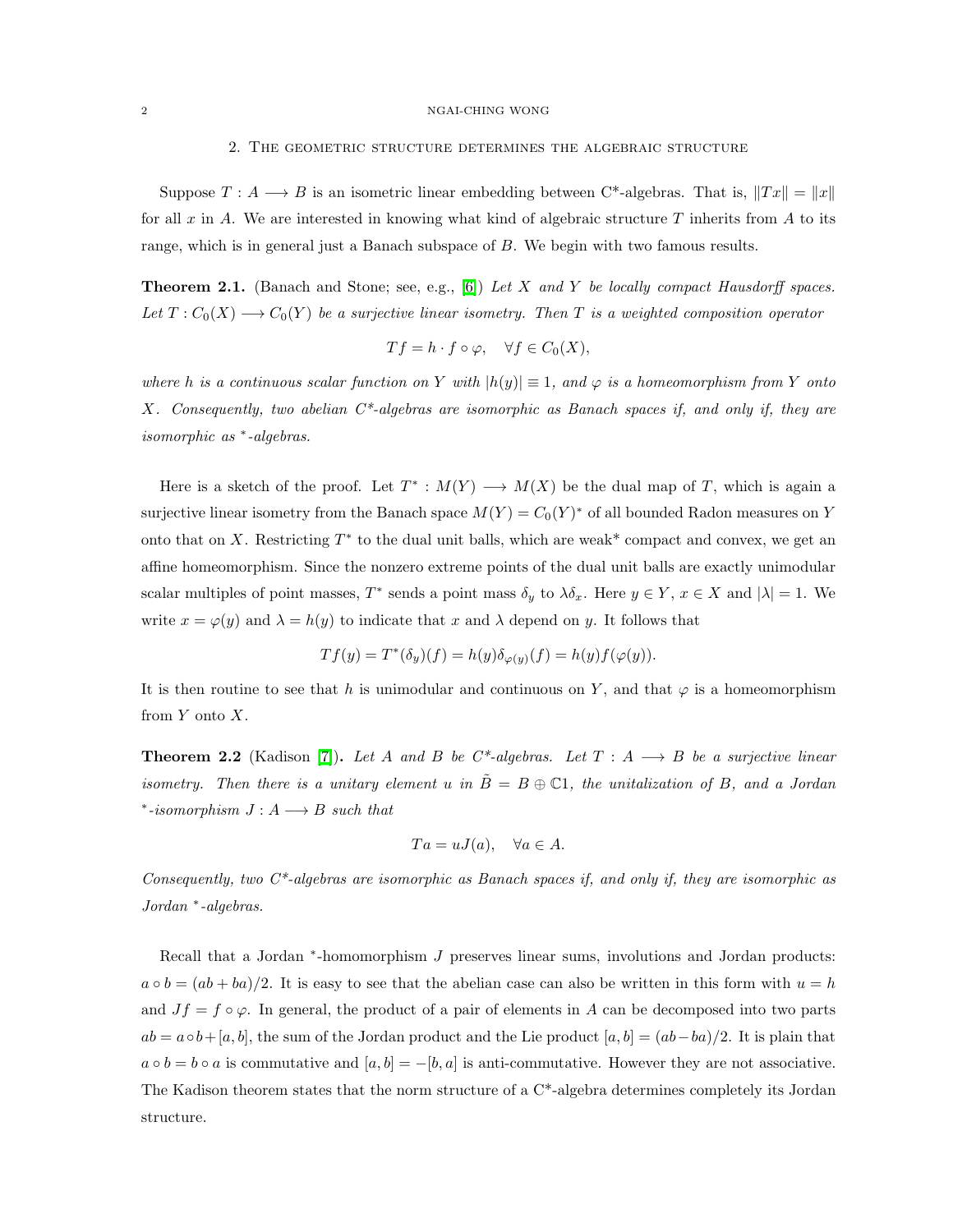## 2. The geometric structure determines the algebraic structure

Suppose $T : A \longrightarrow B$ is an isometric linear embedding between C*-algebras. That is, $\|Tx\| = \|x\|$ for all $x$ in $A$. We are interested in knowing what kind of algebraic structure $T$ inherits from $A$ to its range, which is in general just a Banach subspace of $B$. We begin with two famous results.

**Theorem 2.1.** (Banach and Stone; see, e.g., [6]) *Let $X$ and $Y$ be locally compact Hausdorff spaces. Let $T : C_0(X) \longrightarrow C_0(Y)$ be a surjective linear isometry. Then $T$ is a weighted composition operator*

$$Tf = h \cdot f \circ \varphi, \quad \forall f \in C_0(X),$$

*where $h$ is a continuous scalar function on $Y$ with $|h(y)| \equiv 1$, and $\varphi$ is a homeomorphism from $Y$ onto $X$. Consequently, two abelian C*-algebras are isomorphic as Banach spaces if, and only if, they are isomorphic as $^*$-algebras.*

Here is a sketch of the proof. Let $T^* : M(Y) \longrightarrow M(X)$ be the dual map of $T$, which is again a surjective linear isometry from the Banach space $M(Y) = C_0(Y)^*$ of all bounded Radon measures on $Y$ onto that on $X$. Restricting $T^*$ to the dual unit balls, which are weak* compact and convex, we get an affine homeomorphism. Since the nonzero extreme points of the dual unit balls are exactly unimodular scalar multiples of point masses, $T^*$ sends a point mass $\delta_y$ to $\lambda\delta_x$. Here $y \in Y$, $x \in X$ and $|\lambda| = 1$. We write $x = \varphi(y)$ and $\lambda = h(y)$ to indicate that $x$ and $\lambda$ depend on $y$. It follows that

$$Tf(y) = T^*(\delta_y)(f) = h(y)\delta_{\varphi(y)}(f) = h(y)f(\varphi(y)).$$

It is then routine to see that $h$ is unimodular and continuous on $Y$, and that $\varphi$ is a homeomorphism from $Y$ onto $X$.

**Theorem 2.2** (Kadison [7])**.** *Let $A$ and $B$ be C*-algebras. Let $T : A \longrightarrow B$ be a surjective linear isometry. Then there is a unitary element $u$ in $\tilde{B} = B \oplus \mathbb{C}1$, the unitalization of $B$, and a Jordan $^*$-isomorphism $J : A \longrightarrow B$ such that*

$$Ta = uJ(a), \quad \forall a \in A.$$

*Consequently, two C*-algebras are isomorphic as Banach spaces if, and only if, they are isomorphic as Jordan $^*$-algebras.*

Recall that a Jordan $^*$-homomorphism $J$ preserves linear sums, involutions and Jordan products: $a \circ b = (ab + ba)/2$. It is easy to see that the abelian case can also be written in this form with $u = h$ and $Jf = f \circ \varphi$. In general, the product of a pair of elements in $A$ can be decomposed into two parts $ab = a \circ b + [a, b]$, the sum of the Jordan product and the Lie product $[a, b] = (ab - ba)/2$. It is plain that $a \circ b = b \circ a$ is commutative and $[a, b] = -[b, a]$ is anti-commutative. However they are not associative. The Kadison theorem states that the norm structure of a C*-algebra determines completely its Jordan structure.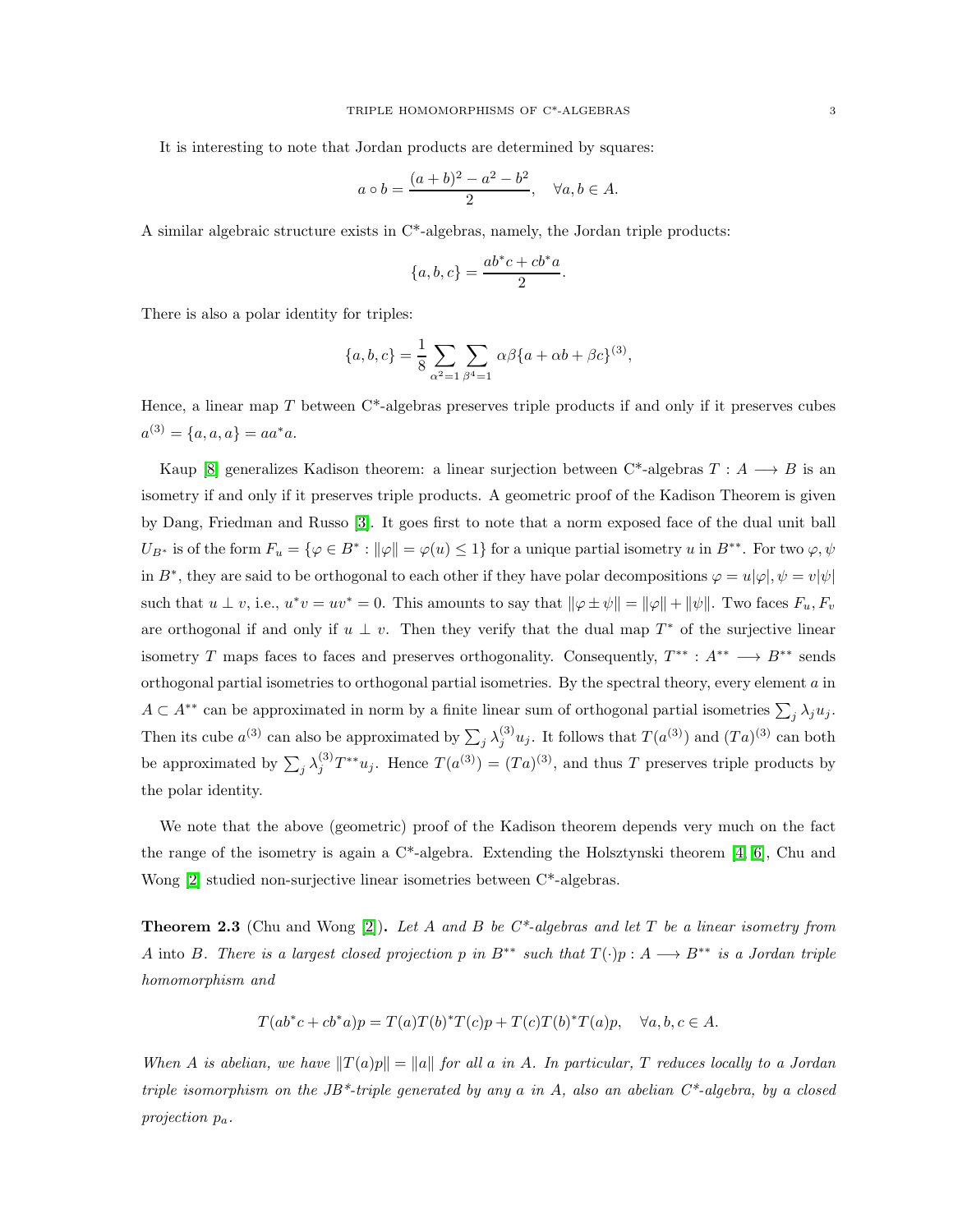It is interesting to note that Jordan products are determined by squares:

$$a \circ b = \frac{(a+b)^2 - a^2 - b^2}{2}, \quad \forall a, b \in A.$$

A similar algebraic structure exists in C*-algebras, namely, the Jordan triple products:

$$\{a, b, c\} = \frac{ab^*c + cb^*a}{2}.$$

There is also a polar identity for triples:

$$\{a, b, c\} = \frac{1}{8} \sum_{\alpha^2=1} \sum_{\beta^4=1} \alpha\beta \{a + \alpha b + \beta c\}^{(3)},$$

Hence, a linear map $T$ between C*-algebras preserves triple products if and only if it preserves cubes $a^{(3)} = \{a, a, a\} = aa^*a$.

Kaup [8] generalizes Kadison theorem: a linear surjection between C*-algebras $T : A \longrightarrow B$ is an isometry if and only if it preserves triple products. A geometric proof of the Kadison Theorem is given by Dang, Friedman and Russo [3]. It goes first to note that a norm exposed face of the dual unit ball $U_{B^*}$ is of the form $F_u = \{\varphi \in B^* : \|\varphi\| = \varphi(u) \leq 1\}$ for a unique partial isometry $u$ in $B^{**}$. For two $\varphi, \psi$ in $B^*$, they are said to be orthogonal to each other if they have polar decompositions $\varphi = u|\varphi|, \psi = v|\psi|$ such that $u \perp v$, i.e., $u^*v = uv^* = 0$. This amounts to say that $\|\varphi \pm \psi\| = \|\varphi\| + \|\psi\|$. Two faces $F_u, F_v$ are orthogonal if and only if $u \perp v$. Then they verify that the dual map $T^*$ of the surjective linear isometry $T$ maps faces to faces and preserves orthogonality. Consequently, $T^{**} : A^{**} \longrightarrow B^{**}$ sends orthogonal partial isometries to orthogonal partial isometries. By the spectral theory, every element $a$ in $A \subset A^{**}$ can be approximated in norm by a finite linear sum of orthogonal partial isometries $\sum_j \lambda_j u_j$. Then its cube $a^{(3)}$ can also be approximated by $\sum_j \lambda_j^{(3)} u_j$. It follows that $T(a^{(3)})$ and $(Ta)^{(3)}$ can both be approximated by $\sum_j \lambda_j^{(3)} T^{**} u_j$. Hence $T(a^{(3)}) = (Ta)^{(3)}$, and thus $T$ preserves triple products by the polar identity.

We note that the above (geometric) proof of the Kadison theorem depends very much on the fact the range of the isometry is again a C*-algebra. Extending the Holsztynski theorem [4, 6], Chu and Wong [2] studied non-surjective linear isometries between C*-algebras.

**Theorem 2.3** (Chu and Wong [2])**.** *Let $A$ and $B$ be C*-algebras and let $T$ be a linear isometry from $A$ into $B$. There is a largest closed projection $p$ in $B^{**}$ such that $T(\cdot)p : A \longrightarrow B^{**}$ is a Jordan triple homomorphism and*

$$T(ab^*c + cb^*a)p = T(a)T(b)^*T(c)p + T(c)T(b)^*T(a)p, \quad \forall a, b, c \in A.$$

*When $A$ is abelian, we have $\|T(a)p\| = \|a\|$ for all $a$ in $A$. In particular, $T$ reduces locally to a Jordan triple isomorphism on the JB*-triple generated by any $a$ in $A$, also an abelian C*-algebra, by a closed projection $p_a$.*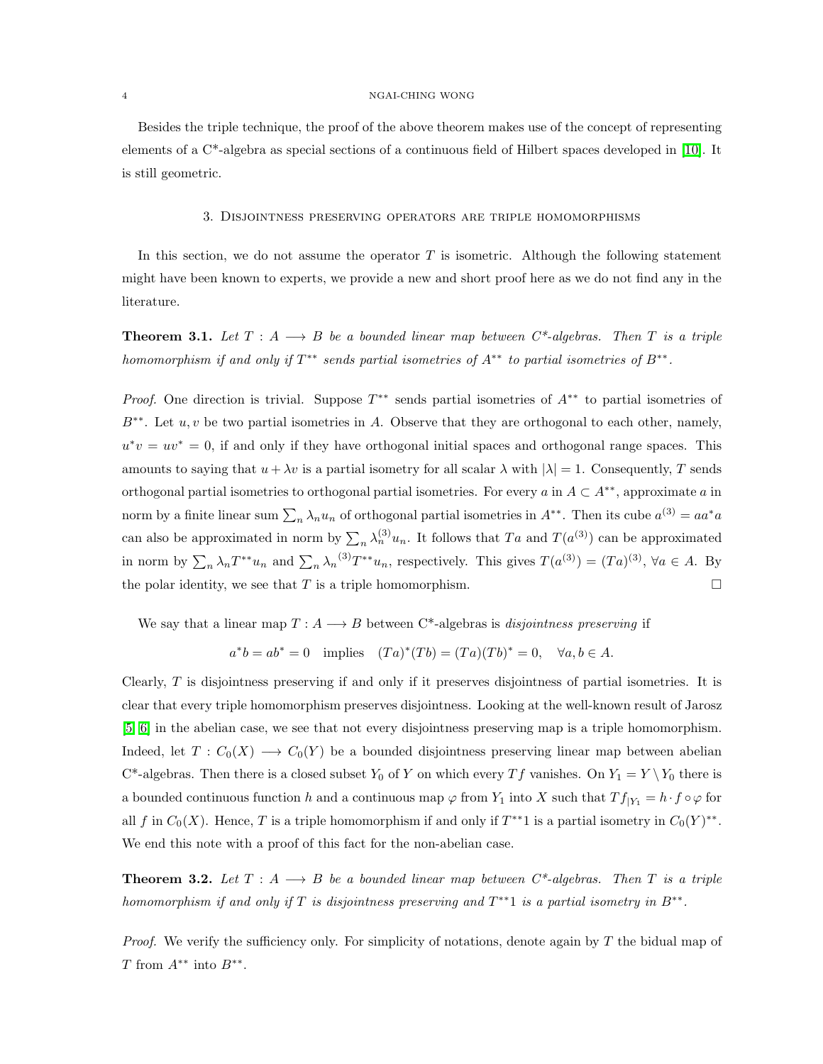Besides the triple technique, the proof of the above theorem makes use of the concept of representing elements of a C*-algebra as special sections of a continuous field of Hilbert spaces developed in [10]. It is still geometric.

## 3. Disjointness preserving operators are triple homomorphisms

In this section, we do not assume the operator $T$ is isometric. Although the following statement might have been known to experts, we provide a new and short proof here as we do not find any in the literature.

**Theorem 3.1.** *Let $T : A \longrightarrow B$ be a bounded linear map between C\*-algebras. Then $T$ is a triple homomorphism if and only if $T^{**}$ sends partial isometries of $A^{**}$ to partial isometries of $B^{**}$.*

*Proof.* One direction is trivial. Suppose $T^{**}$ sends partial isometries of $A^{**}$ to partial isometries of $B^{**}$. Let $u, v$ be two partial isometries in $A$. Observe that they are orthogonal to each other, namely, $u^*v = uv^* = 0$, if and only if they have orthogonal initial spaces and orthogonal range spaces. This amounts to saying that $u + \lambda v$ is a partial isometry for all scalar $\lambda$ with $|\lambda| = 1$. Consequently, $T$ sends orthogonal partial isometries to orthogonal partial isometries. For every $a$ in $A \subset A^{**}$, approximate $a$ in norm by a finite linear sum $\sum_n \lambda_n u_n$ of orthogonal partial isometries in $A^{**}$. Then its cube $a^{(3)} = aa^*a$ can also be approximated in norm by $\sum_n \lambda_n^{(3)} u_n$. It follows that $Ta$ and $T(a^{(3)})$ can be approximated in norm by $\sum_n \lambda_n T^{**}u_n$ and $\sum_n {\lambda_n}^{(3)} T^{**}u_n$, respectively. This gives $T(a^{(3)}) = (Ta)^{(3)}$, $\forall a \in A$. By the polar identity, we see that $T$ is a triple homomorphism. $\square$

We say that a linear map $T : A \longrightarrow B$ between C\*-algebras is *disjointness preserving* if

$$a^*b = ab^* = 0 \quad \text{implies} \quad (Ta)^*(Tb) = (Ta)(Tb)^* = 0, \quad \forall a, b \in A.$$

Clearly, $T$ is disjointness preserving if and only if it preserves disjointness of partial isometries. It is clear that every triple homomorphism preserves disjointness. Looking at the well-known result of Jarosz [5, 6] in the abelian case, we see that not every disjointness preserving map is a triple homomorphism. Indeed, let $T : C_0(X) \longrightarrow C_0(Y)$ be a bounded disjointness preserving linear map between abelian C\*-algebras. Then there is a closed subset $Y_0$ of $Y$ on which every $Tf$ vanishes. On $Y_1 = Y \setminus Y_0$ there is a bounded continuous function $h$ and a continuous map $\varphi$ from $Y_1$ into $X$ such that $Tf_{|Y_1} = h \cdot f \circ \varphi$ for all $f$ in $C_0(X)$. Hence, $T$ is a triple homomorphism if and only if $T^{**}1$ is a partial isometry in $C_0(Y)^{**}$. We end this note with a proof of this fact for the non-abelian case.

**Theorem 3.2.** *Let $T : A \longrightarrow B$ be a bounded linear map between C\*-algebras. Then $T$ is a triple homomorphism if and only if $T$ is disjointness preserving and $T^{**}1$ is a partial isometry in $B^{**}$.*

*Proof.* We verify the sufficiency only. For simplicity of notations, denote again by $T$ the bidual map of $T$ from $A^{**}$ into $B^{**}$.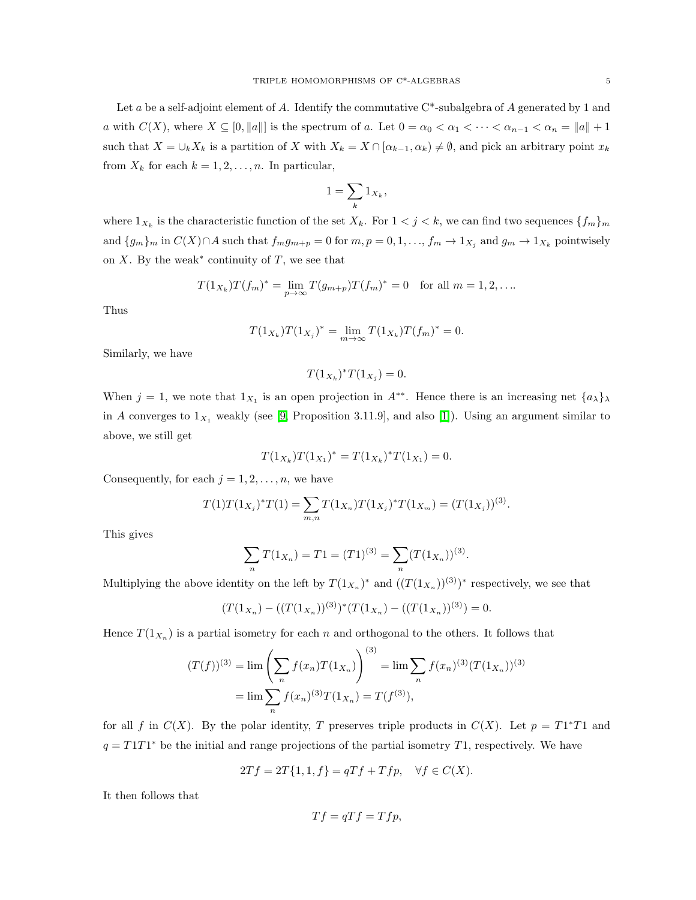Let $a$ be a self-adjoint element of $A$. Identify the commutative C*-subalgebra of $A$ generated by 1 and $a$ with $C(X)$, where $X \subseteq [0, \|a\|]$ is the spectrum of $a$. Let $0 = \alpha_0 < \alpha_1 < \cdots < \alpha_{n-1} < \alpha_n = \|a\| + 1$ such that $X = \cup_k X_k$ is a partition of $X$ with $X_k = X \cap [\alpha_{k-1}, \alpha_k) \neq \emptyset$, and pick an arbitrary point $x_k$ from $X_k$ for each $k = 1, 2, \ldots, n$. In particular,

$$1 = \sum_k 1_{X_k},$$

where $1_{X_k}$ is the characteristic function of the set $X_k$. For $1 < j < k$, we can find two sequences $\{f_m\}_m$ and $\{g_m\}_m$ in $C(X) \cap A$ such that $f_m g_{m+p} = 0$ for $m, p = 0, 1, \ldots$, $f_m \to 1_{X_j}$ and $g_m \to 1_{X_k}$ pointwisely on $X$. By the weak* continuity of $T$, we see that

$$T(1_{X_k})T(f_m)^* = \lim_{p\to\infty} T(g_{m+p})T(f_m)^* = 0 \quad \text{for all } m = 1, 2, \ldots.$$

Thus

$$T(1_{X_k})T(1_{X_j})^* = \lim_{m\to\infty} T(1_{X_k})T(f_m)^* = 0.$$

Similarly, we have

$$T(1_{X_k})^* T(1_{X_j}) = 0.$$

When $j = 1$, we note that $1_{X_1}$ is an open projection in $A^{**}$. Hence there is an increasing net $\{a_\lambda\}_\lambda$ in $A$ converges to $1_{X_1}$ weakly (see [9, Proposition 3.11.9], and also [1]). Using an argument similar to above, we still get

$$T(1_{X_k})T(1_{X_1})^* = T(1_{X_k})^* T(1_{X_1}) = 0.$$

Consequently, for each $j = 1, 2, \ldots, n$, we have

$$T(1)T(1_{X_j})^* T(1) = \sum_{m,n} T(1_{X_n})T(1_{X_j})^* T(1_{X_m}) = (T(1_{X_j}))^{(3)}.$$

This gives

$$\sum_n T(1_{X_n}) = T1 = (T1)^{(3)} = \sum_n (T(1_{X_n}))^{(3)}.$$

Multiplying the above identity on the left by $T(1_{X_n})^*$ and $((T(1_{X_n}))^{(3)})^*$ respectively, we see that

$$(T(1_{X_n}) - ((T(1_{X_n}))^{(3)})^*(T(1_{X_n}) - ((T(1_{X_n}))^{(3)}) = 0.$$

Hence $T(1_{X_n})$ is a partial isometry for each $n$ and orthogonal to the others. It follows that

$$\begin{aligned}
(T(f))^{(3)} &= \lim \left(\sum_n f(x_n)T(1_{X_n})\right)^{(3)} = \lim \sum_n f(x_n)^{(3)}(T(1_{X_n}))^{(3)} \\
&= \lim \sum_n f(x_n)^{(3)} T(1_{X_n}) = T(f^{(3)}),
\end{aligned}$$

for all $f$ in $C(X)$. By the polar identity, $T$ preserves triple products in $C(X)$. Let $p = T1^*T1$ and $q = T1T1^*$ be the initial and range projections of the partial isometry $T1$, respectively. We have

$$2Tf = 2T\{1, 1, f\} = qTf + Tfp, \quad \forall f \in C(X).$$

It then follows that

$$Tf = qTf = Tfp,$$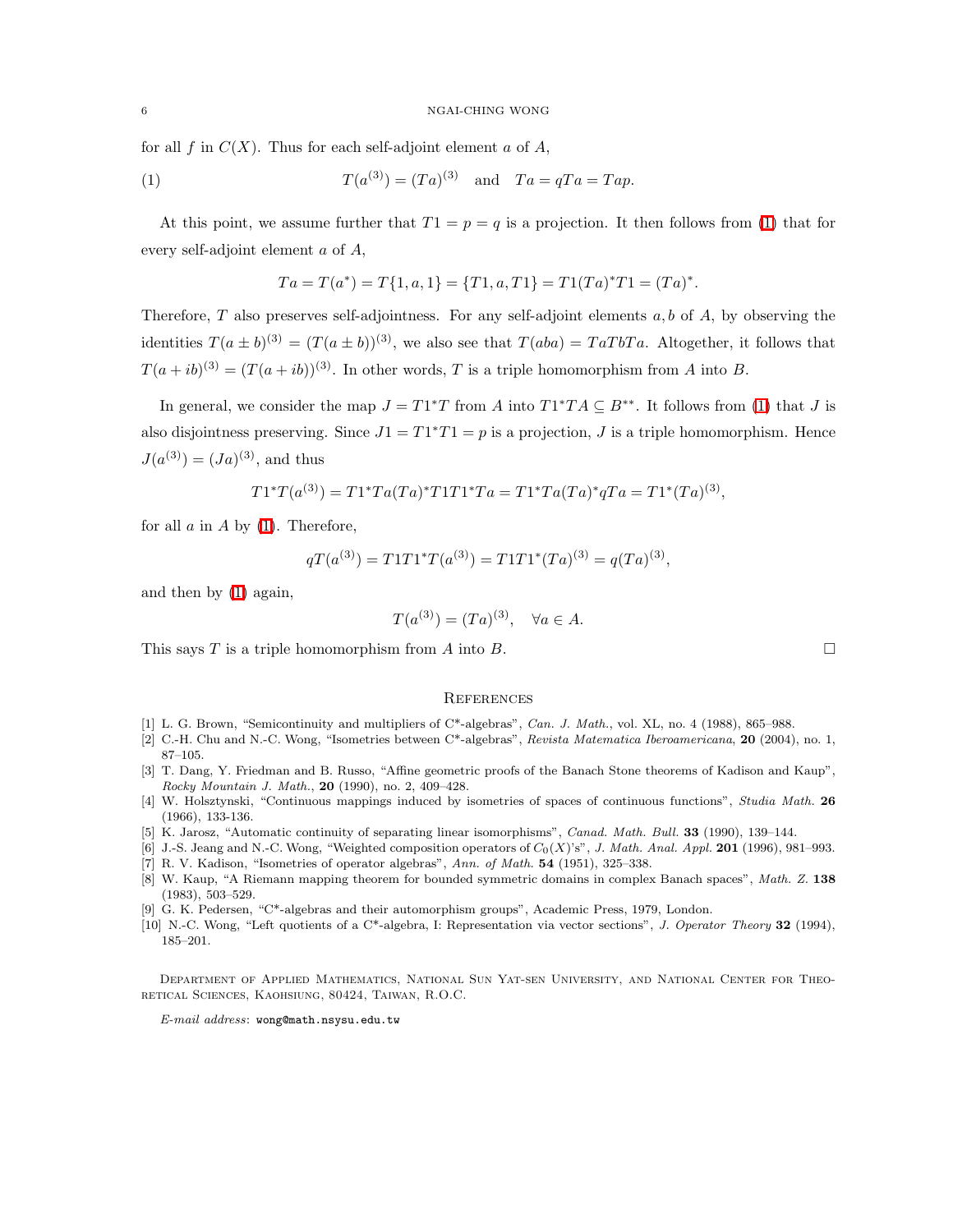for all $f$ in $C(X)$. Thus for each self-adjoint element $a$ of $A$,

$$T(a^{(3)}) = (Ta)^{(3)} \quad \text{and} \quad Ta = qTa = Tap. \tag{1}$$

At this point, we assume further that $T1 = p = q$ is a projection. It then follows from (1) that for every self-adjoint element $a$ of $A$,

$$Ta = T(a^*) = T\{1, a, 1\} = \{T1, a, T1\} = T1(Ta)^*T1 = (Ta)^*.$$

Therefore, $T$ also preserves self-adjointness. For any self-adjoint elements $a, b$ of $A$, by observing the identities $T(a \pm b)^{(3)} = (T(a \pm b))^{(3)}$, we also see that $T(aba) = TaTbTa$. Altogether, it follows that $T(a + ib)^{(3)} = (T(a + ib))^{(3)}$. In other words, $T$ is a triple homomorphism from $A$ into $B$.

In general, we consider the map $J = T1^*T$ from $A$ into $T1^*TA \subseteq B^{**}$. It follows from (1) that $J$ is also disjointness preserving. Since $J1 = T1^*T1 = p$ is a projection, $J$ is a triple homomorphism. Hence $J(a^{(3)}) = (Ja)^{(3)}$, and thus

$$T1^*T(a^{(3)}) = T1^*Ta(Ta)^*T1T1^*Ta = T1^*Ta(Ta)^*qTa = T1^*(Ta)^{(3)},$$

for all $a$ in $A$ by (1). Therefore,

$$qT(a^{(3)}) = T1T1^*T(a^{(3)}) = T1T1^*(Ta)^{(3)} = q(Ta)^{(3)},$$

and then by (1) again,

$$T(a^{(3)}) = (Ta)^{(3)}, \quad \forall a \in A.$$

This says $T$ is a triple homomorphism from $A$ into $B$. $\square$

## References

[1] L. G. Brown, "Semicontinuity and multipliers of C*-algebras", *Can. J. Math.*, vol. XL, no. 4 (1988), 865–988.

[2] C.-H. Chu and N.-C. Wong, "Isometries between C*-algebras", *Revista Matematica Iberoamericana*, **20** (2004), no. 1, 87–105.

[3] T. Dang, Y. Friedman and B. Russo, "Affine geometric proofs of the Banach Stone theorems of Kadison and Kaup", *Rocky Mountain J. Math.*, **20** (1990), no. 2, 409–428.

[4] W. Holsztynski, "Continuous mappings induced by isometries of spaces of continuous functions", *Studia Math.* **26** (1966), 133-136.

[5] K. Jarosz, "Automatic continuity of separating linear isomorphisms", *Canad. Math. Bull.* **33** (1990), 139–144.

[6] J.-S. Jeang and N.-C. Wong, "Weighted composition operators of $C_0(X)$'s", *J. Math. Anal. Appl.* **201** (1996), 981–993.

[7] R. V. Kadison, "Isometries of operator algebras", *Ann. of Math.* **54** (1951), 325–338.

[8] W. Kaup, "A Riemann mapping theorem for bounded symmetric domains in complex Banach spaces", *Math. Z.* **138** (1983), 503–529.

[9] G. K. Pedersen, "C*-algebras and their automorphism groups", Academic Press, 1979, London.

[10] N.-C. Wong, "Left quotients of a C*-algebra, I: Representation via vector sections", *J. Operator Theory* **32** (1994), 185–201.

Department of Applied Mathematics, National Sun Yat-sen University, and National Center for Theoretical Sciences, Kaohsiung, 80424, Taiwan, R.O.C.

*E-mail address*: wong@math.nsysu.edu.tw